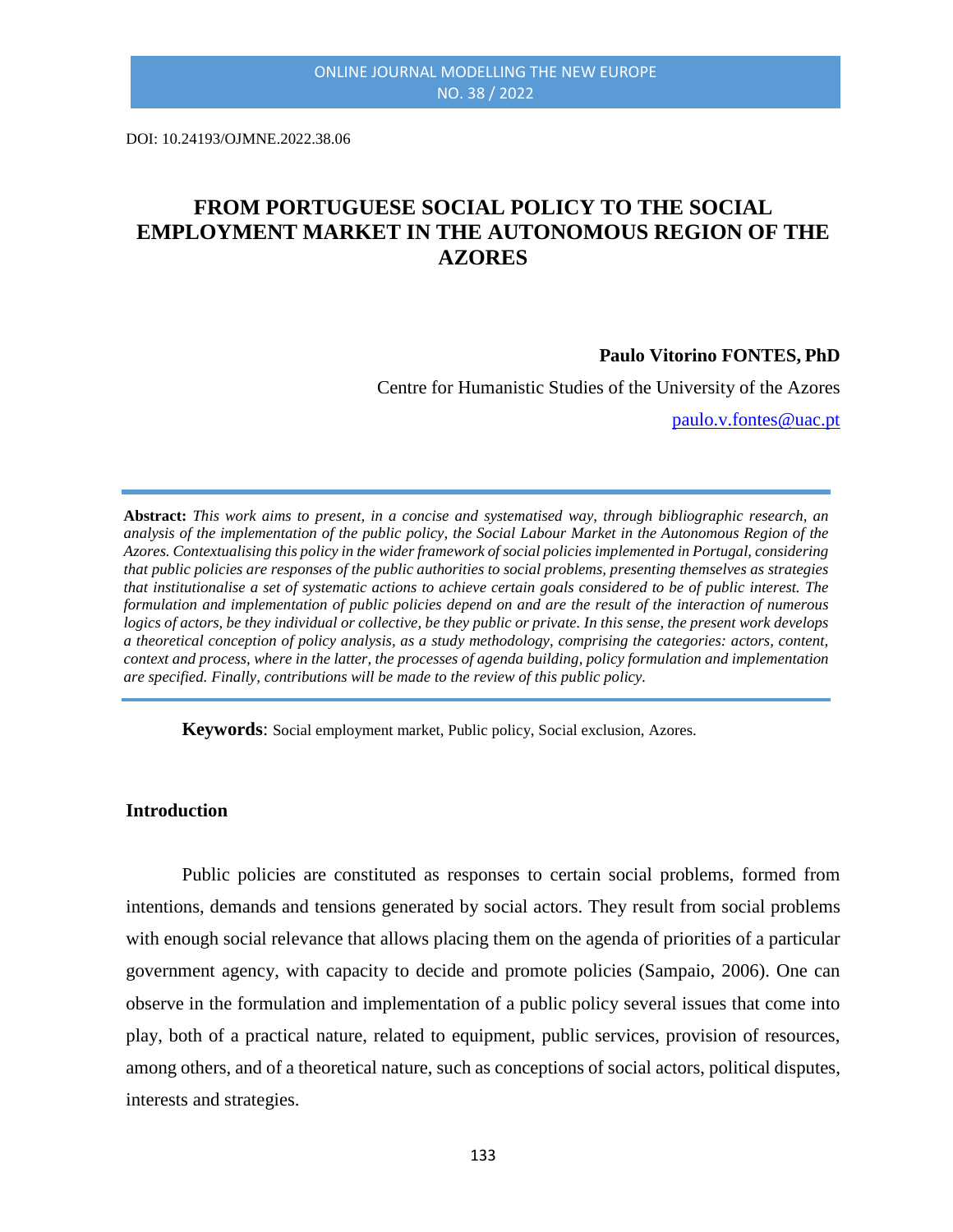DOI: 10.24193/OJMNE.2022.38.06

# FROM PORTUGUESE SOCIAL POLICY TO THE SOCIAL EMPLOYMENT MARKET IN THE AUTONOMOUS REGION OF THE AZORES

**Paulo Vitorino FONTES, PhD**

Centre for Humanistic Studies of the University of the Azores

paulo.v.fontes@uac.pt

**Abstract:** *This work aims to present, in a concise and systematised way, through bibliographic research, an analysis of the implementation of the public policy, the Social Labour Market in the Autonomous Region of the Azores. Contextualising this policy in the wider framework of social policies implemented in Portugal, considering that public policies are responses of the public authorities to social problems, presenting themselves as strategies that institutionalise a set of systematic actions to achieve certain goals considered to be of public interest. The formulation and implementation of public policies depend on and are the result of the interaction of numerous logics of actors, be they individual or collective, be they public or private. In this sense, the present work develops a theoretical conception of policy analysis, as a study methodology, comprising the categories: actors, content, context and process, where in the latter, the processes of agenda building, policy formulation and implementation are specified. Finally, contributions will be made to the review of this public policy.*

**Keywords**: Social employment market, Public policy, Social exclusion, Azores.

## Introduction

Public policies are constituted as responses to certain social problems, formed from intentions, demands and tensions generated by social actors. They result from social problems with enough social relevance that allows placing them on the agenda of priorities of a particular government agency, with capacity to decide and promote policies (Sampaio, 2006). One can observe in the formulation and implementation of a public policy several issues that come into play, both of a practical nature, related to equipment, public services, provision of resources, among others, and of a theoretical nature, such as conceptions of social actors, political disputes, interests and strategies.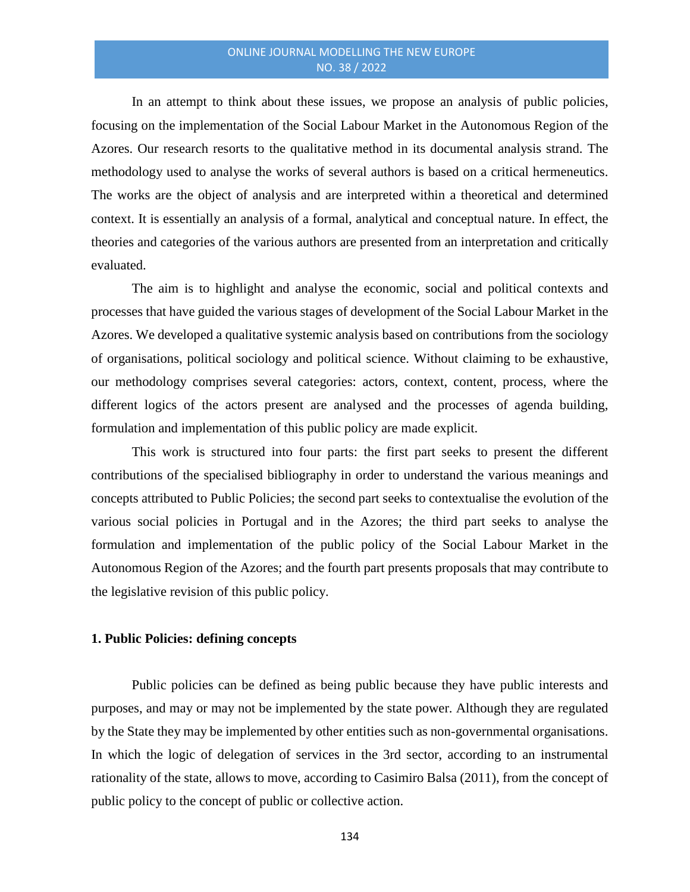In an attempt to think about these issues, we propose an analysis of public policies, focusing on the implementation of the Social Labour Market in the Autonomous Region of the Azores. Our research resorts to the qualitative method in its documental analysis strand. The methodology used to analyse the works of several authors is based on a critical hermeneutics. The works are the object of analysis and are interpreted within a theoretical and determined context. It is essentially an analysis of a formal, analytical and conceptual nature. In effect, the theories and categories of the various authors are presented from an interpretation and critically evaluated.

The aim is to highlight and analyse the economic, social and political contexts and processes that have guided the various stages of development of the Social Labour Market in the Azores. We developed a qualitative systemic analysis based on contributions from the sociology of organisations, political sociology and political science. Without claiming to be exhaustive, our methodology comprises several categories: actors, context, content, process, where the different logics of the actors present are analysed and the processes of agenda building, formulation and implementation of this public policy are made explicit.

This work is structured into four parts: the first part seeks to present the different contributions of the specialised bibliography in order to understand the various meanings and concepts attributed to Public Policies; the second part seeks to contextualise the evolution of the various social policies in Portugal and in the Azores; the third part seeks to analyse the formulation and implementation of the public policy of the Social Labour Market in the Autonomous Region of the Azores; and the fourth part presents proposals that may contribute to the legislative revision of this public policy.

## 1. Public Policies: defining concepts

Public policies can be defined as being public because they have public interests and purposes, and may or may not be implemented by the state power. Although they are regulated by the State they may be implemented by other entities such as non-governmental organisations. In which the logic of delegation of services in the 3rd sector, according to an instrumental rationality of the state, allows to move, according to Casimiro Balsa (2011), from the concept of public policy to the concept of public or collective action.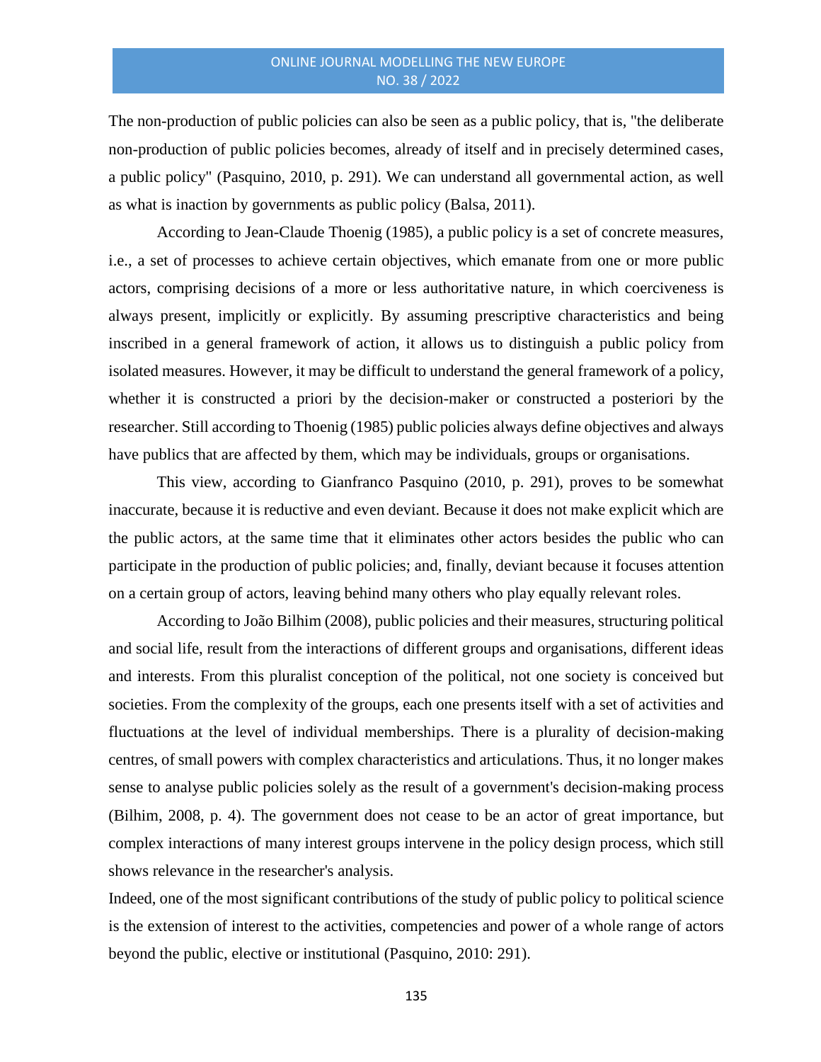The non-production of public policies can also be seen as a public policy, that is, "the deliberate non-production of public policies becomes, already of itself and in precisely determined cases, a public policy" (Pasquino, 2010, p. 291). We can understand all governmental action, as well as what is inaction by governments as public policy (Balsa, 2011).

According to Jean-Claude Thoenig (1985), a public policy is a set of concrete measures, i.e., a set of processes to achieve certain objectives, which emanate from one or more public actors, comprising decisions of a more or less authoritative nature, in which coerciveness is always present, implicitly or explicitly. By assuming prescriptive characteristics and being inscribed in a general framework of action, it allows us to distinguish a public policy from isolated measures. However, it may be difficult to understand the general framework of a policy, whether it is constructed a priori by the decision-maker or constructed a posteriori by the researcher. Still according to Thoenig (1985) public policies always define objectives and always have publics that are affected by them, which may be individuals, groups or organisations.

This view, according to Gianfranco Pasquino (2010, p. 291), proves to be somewhat inaccurate, because it is reductive and even deviant. Because it does not make explicit which are the public actors, at the same time that it eliminates other actors besides the public who can participate in the production of public policies; and, finally, deviant because it focuses attention on a certain group of actors, leaving behind many others who play equally relevant roles.

According to João Bilhim (2008), public policies and their measures, structuring political and social life, result from the interactions of different groups and organisations, different ideas and interests. From this pluralist conception of the political, not one society is conceived but societies. From the complexity of the groups, each one presents itself with a set of activities and fluctuations at the level of individual memberships. There is a plurality of decision-making centres, of small powers with complex characteristics and articulations. Thus, it no longer makes sense to analyse public policies solely as the result of a government's decision-making process (Bilhim, 2008, p. 4). The government does not cease to be an actor of great importance, but complex interactions of many interest groups intervene in the policy design process, which still shows relevance in the researcher's analysis.

Indeed, one of the most significant contributions of the study of public policy to political science is the extension of interest to the activities, competencies and power of a whole range of actors beyond the public, elective or institutional (Pasquino, 2010: 291).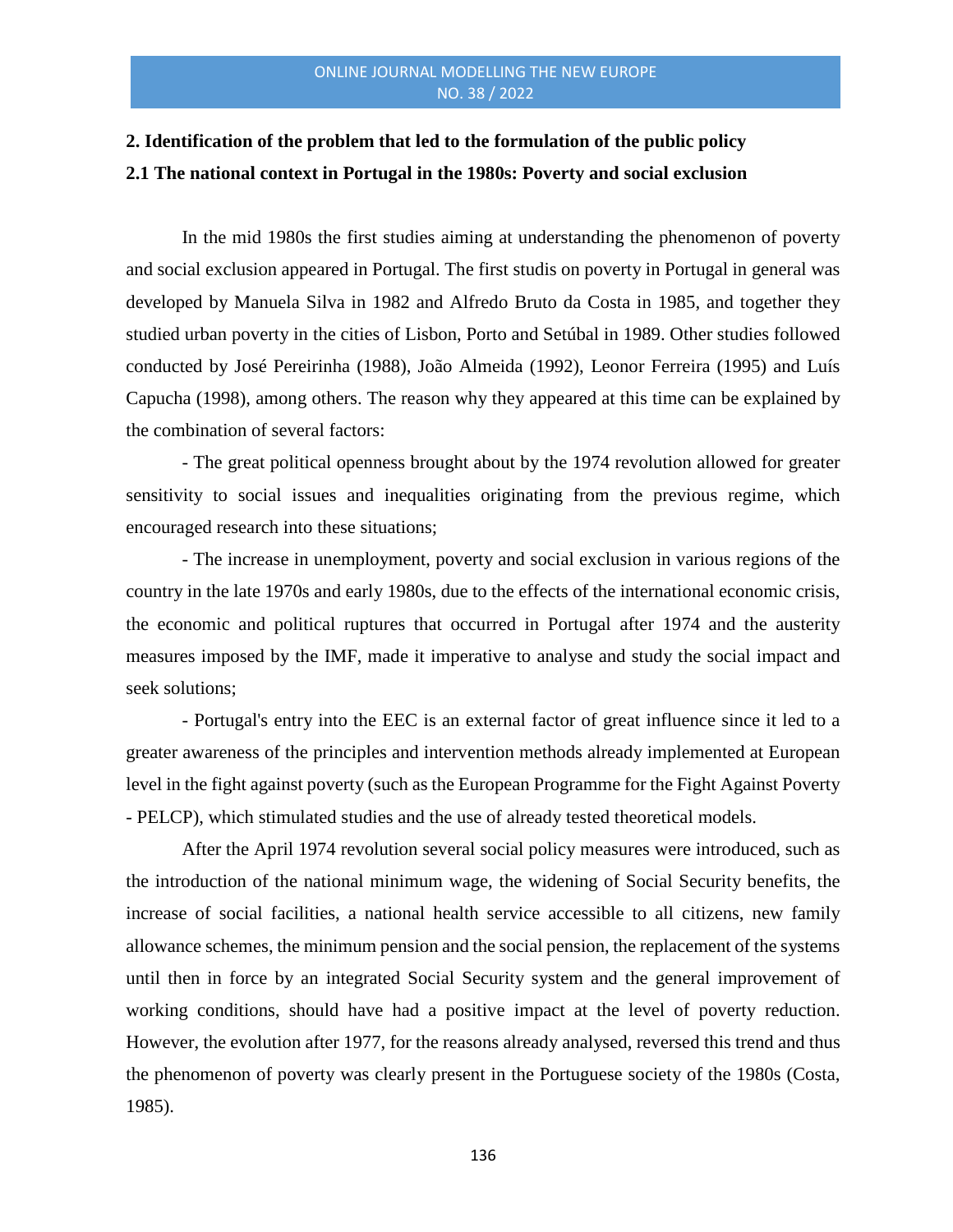## 2. Identification of the problem that led to the formulation of the public policy

### 2.1 The national context in Portugal in the 1980s: Poverty and social exclusion

In the mid 1980s the first studies aiming at understanding the phenomenon of poverty and social exclusion appeared in Portugal. The first studis on poverty in Portugal in general was developed by Manuela Silva in 1982 and Alfredo Bruto da Costa in 1985, and together they studied urban poverty in the cities of Lisbon, Porto and Setúbal in 1989. Other studies followed conducted by José Pereirinha (1988), João Almeida (1992), Leonor Ferreira (1995) and Luís Capucha (1998), among others. The reason why they appeared at this time can be explained by the combination of several factors:

- The great political openness brought about by the 1974 revolution allowed for greater sensitivity to social issues and inequalities originating from the previous regime, which encouraged research into these situations;

- The increase in unemployment, poverty and social exclusion in various regions of the country in the late 1970s and early 1980s, due to the effects of the international economic crisis, the economic and political ruptures that occurred in Portugal after 1974 and the austerity measures imposed by the IMF, made it imperative to analyse and study the social impact and seek solutions;

- Portugal's entry into the EEC is an external factor of great influence since it led to a greater awareness of the principles and intervention methods already implemented at European level in the fight against poverty (such as the European Programme for the Fight Against Poverty - PELCP), which stimulated studies and the use of already tested theoretical models.

After the April 1974 revolution several social policy measures were introduced, such as the introduction of the national minimum wage, the widening of Social Security benefits, the increase of social facilities, a national health service accessible to all citizens, new family allowance schemes, the minimum pension and the social pension, the replacement of the systems until then in force by an integrated Social Security system and the general improvement of working conditions, should have had a positive impact at the level of poverty reduction. However, the evolution after 1977, for the reasons already analysed, reversed this trend and thus the phenomenon of poverty was clearly present in the Portuguese society of the 1980s (Costa, 1985).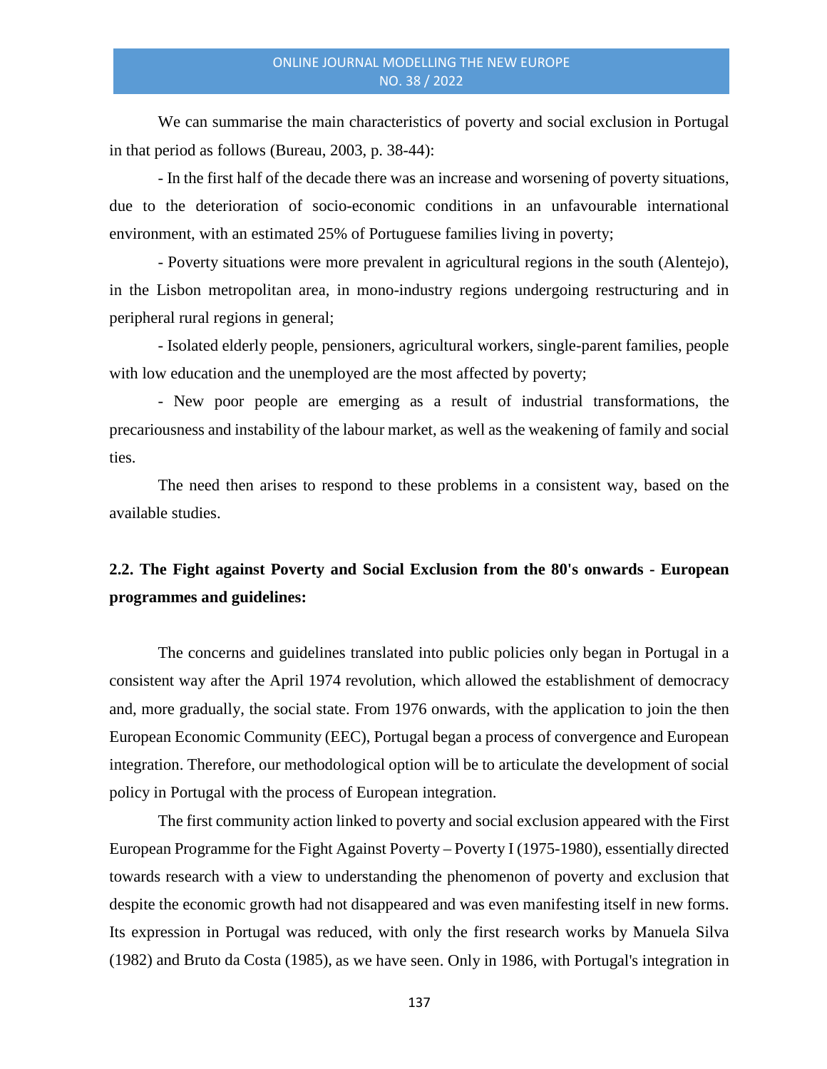We can summarise the main characteristics of poverty and social exclusion in Portugal in that period as follows (Bureau, 2003, p. 38-44):

- In the first half of the decade there was an increase and worsening of poverty situations, due to the deterioration of socio-economic conditions in an unfavourable international environment, with an estimated 25% of Portuguese families living in poverty;

- Poverty situations were more prevalent in agricultural regions in the south (Alentejo), in the Lisbon metropolitan area, in mono-industry regions undergoing restructuring and in peripheral rural regions in general;

- Isolated elderly people, pensioners, agricultural workers, single-parent families, people with low education and the unemployed are the most affected by poverty;

- New poor people are emerging as a result of industrial transformations, the precariousness and instability of the labour market, as well as the weakening of family and social ties.

The need then arises to respond to these problems in a consistent way, based on the available studies.

## 2.2. The Fight against Poverty and Social Exclusion from the 80's onwards - European programmes and guidelines:

The concerns and guidelines translated into public policies only began in Portugal in a consistent way after the April 1974 revolution, which allowed the establishment of democracy and, more gradually, the social state. From 1976 onwards, with the application to join the then European Economic Community (EEC), Portugal began a process of convergence and European integration. Therefore, our methodological option will be to articulate the development of social policy in Portugal with the process of European integration.

The first community action linked to poverty and social exclusion appeared with the First European Programme for the Fight Against Poverty – Poverty I (1975-1980), essentially directed towards research with a view to understanding the phenomenon of poverty and exclusion that despite the economic growth had not disappeared and was even manifesting itself in new forms. Its expression in Portugal was reduced, with only the first research works by Manuela Silva (1982) and Bruto da Costa (1985), as we have seen. Only in 1986, with Portugal's integration in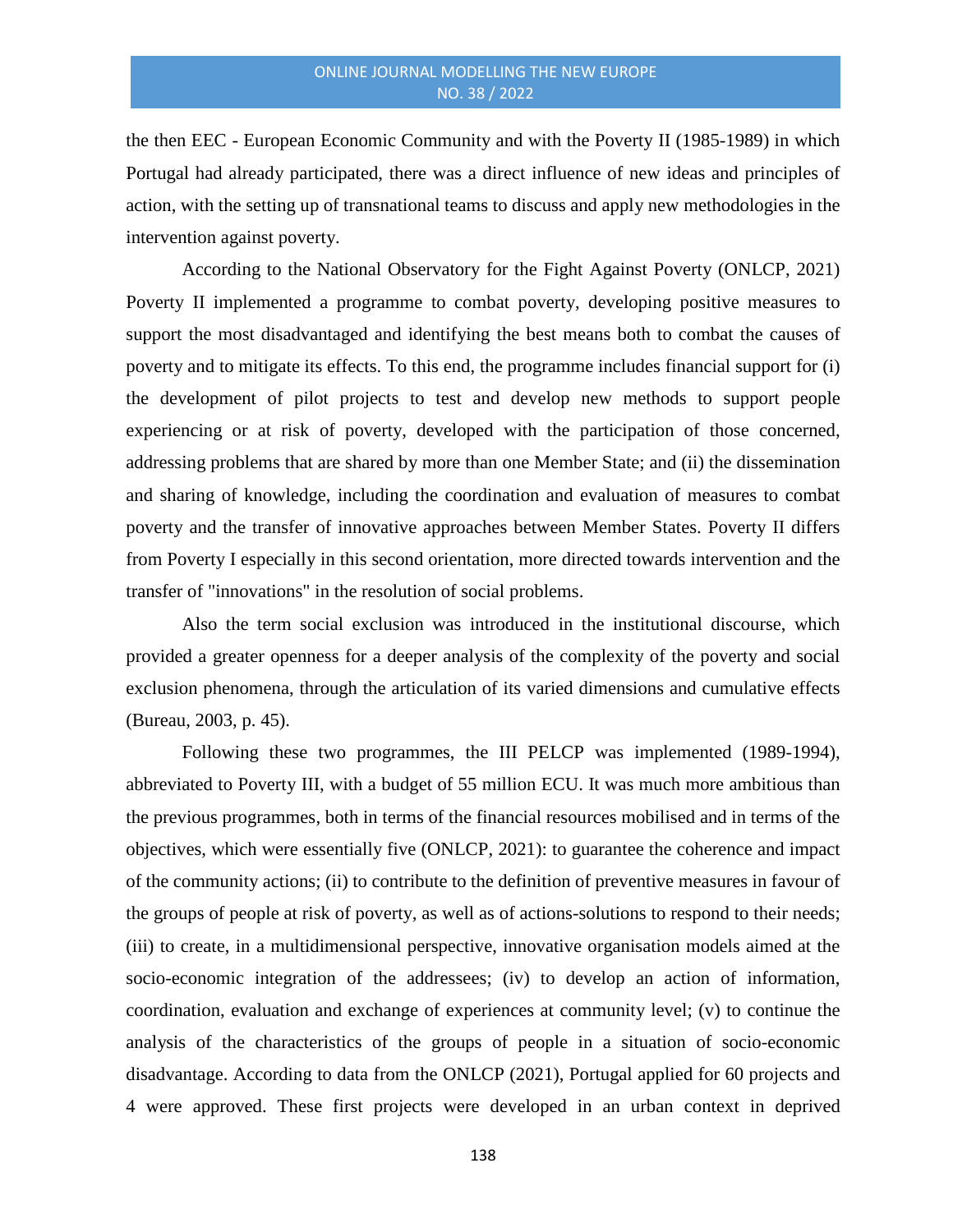the then EEC - European Economic Community and with the Poverty II (1985-1989) in which Portugal had already participated, there was a direct influence of new ideas and principles of action, with the setting up of transnational teams to discuss and apply new methodologies in the intervention against poverty.

According to the National Observatory for the Fight Against Poverty (ONLCP, 2021) Poverty II implemented a programme to combat poverty, developing positive measures to support the most disadvantaged and identifying the best means both to combat the causes of poverty and to mitigate its effects. To this end, the programme includes financial support for (i) the development of pilot projects to test and develop new methods to support people experiencing or at risk of poverty, developed with the participation of those concerned, addressing problems that are shared by more than one Member State; and (ii) the dissemination and sharing of knowledge, including the coordination and evaluation of measures to combat poverty and the transfer of innovative approaches between Member States. Poverty II differs from Poverty I especially in this second orientation, more directed towards intervention and the transfer of "innovations" in the resolution of social problems.

Also the term social exclusion was introduced in the institutional discourse, which provided a greater openness for a deeper analysis of the complexity of the poverty and social exclusion phenomena, through the articulation of its varied dimensions and cumulative effects (Bureau, 2003, p. 45).

Following these two programmes, the III PELCP was implemented (1989-1994), abbreviated to Poverty III, with a budget of 55 million ECU. It was much more ambitious than the previous programmes, both in terms of the financial resources mobilised and in terms of the objectives, which were essentially five (ONLCP, 2021): to guarantee the coherence and impact of the community actions; (ii) to contribute to the definition of preventive measures in favour of the groups of people at risk of poverty, as well as of actions-solutions to respond to their needs; (iii) to create, in a multidimensional perspective, innovative organisation models aimed at the socio-economic integration of the addressees; (iv) to develop an action of information, coordination, evaluation and exchange of experiences at community level; (v) to continue the analysis of the characteristics of the groups of people in a situation of socio-economic disadvantage. According to data from the ONLCP (2021), Portugal applied for 60 projects and 4 were approved. These first projects were developed in an urban context in deprived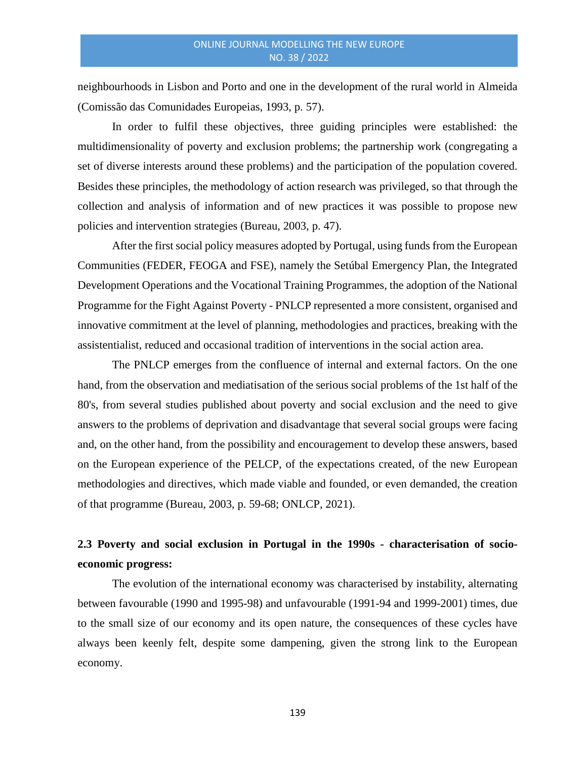neighbourhoods in Lisbon and Porto and one in the development of the rural world in Almeida (Comissão das Comunidades Europeias, 1993, p. 57).

In order to fulfil these objectives, three guiding principles were established: the multidimensionality of poverty and exclusion problems; the partnership work (congregating a set of diverse interests around these problems) and the participation of the population covered. Besides these principles, the methodology of action research was privileged, so that through the collection and analysis of information and of new practices it was possible to propose new policies and intervention strategies (Bureau, 2003, p. 47).

After the first social policy measures adopted by Portugal, using funds from the European Communities (FEDER, FEOGA and FSE), namely the Setúbal Emergency Plan, the Integrated Development Operations and the Vocational Training Programmes, the adoption of the National Programme for the Fight Against Poverty - PNLCP represented a more consistent, organised and innovative commitment at the level of planning, methodologies and practices, breaking with the assistentialist, reduced and occasional tradition of interventions in the social action area.

The PNLCP emerges from the confluence of internal and external factors. On the one hand, from the observation and mediatisation of the serious social problems of the 1st half of the 80's, from several studies published about poverty and social exclusion and the need to give answers to the problems of deprivation and disadvantage that several social groups were facing and, on the other hand, from the possibility and encouragement to develop these answers, based on the European experience of the PELCP, of the expectations created, of the new European methodologies and directives, which made viable and founded, or even demanded, the creation of that programme (Bureau, 2003, p. 59-68; ONLCP, 2021).

## 2.3 Poverty and social exclusion in Portugal in the 1990s - characterisation of socio-economic progress:

The evolution of the international economy was characterised by instability, alternating between favourable (1990 and 1995-98) and unfavourable (1991-94 and 1999-2001) times, due to the small size of our economy and its open nature, the consequences of these cycles have always been keenly felt, despite some dampening, given the strong link to the European economy.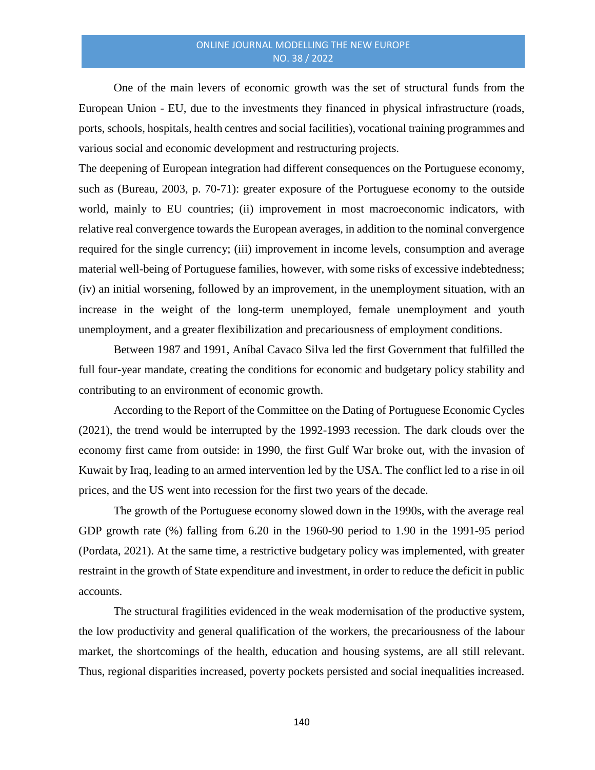One of the main levers of economic growth was the set of structural funds from the European Union - EU, due to the investments they financed in physical infrastructure (roads, ports, schools, hospitals, health centres and social facilities), vocational training programmes and various social and economic development and restructuring projects.

The deepening of European integration had different consequences on the Portuguese economy, such as (Bureau, 2003, p. 70-71): greater exposure of the Portuguese economy to the outside world, mainly to EU countries; (ii) improvement in most macroeconomic indicators, with relative real convergence towards the European averages, in addition to the nominal convergence required for the single currency; (iii) improvement in income levels, consumption and average material well-being of Portuguese families, however, with some risks of excessive indebtedness; (iv) an initial worsening, followed by an improvement, in the unemployment situation, with an increase in the weight of the long-term unemployed, female unemployment and youth unemployment, and a greater flexibilization and precariousness of employment conditions.

Between 1987 and 1991, Aníbal Cavaco Silva led the first Government that fulfilled the full four-year mandate, creating the conditions for economic and budgetary policy stability and contributing to an environment of economic growth.

According to the Report of the Committee on the Dating of Portuguese Economic Cycles (2021), the trend would be interrupted by the 1992-1993 recession. The dark clouds over the economy first came from outside: in 1990, the first Gulf War broke out, with the invasion of Kuwait by Iraq, leading to an armed intervention led by the USA. The conflict led to a rise in oil prices, and the US went into recession for the first two years of the decade.

The growth of the Portuguese economy slowed down in the 1990s, with the average real GDP growth rate (%) falling from 6.20 in the 1960-90 period to 1.90 in the 1991-95 period (Pordata, 2021). At the same time, a restrictive budgetary policy was implemented, with greater restraint in the growth of State expenditure and investment, in order to reduce the deficit in public accounts.

The structural fragilities evidenced in the weak modernisation of the productive system, the low productivity and general qualification of the workers, the precariousness of the labour market, the shortcomings of the health, education and housing systems, are all still relevant. Thus, regional disparities increased, poverty pockets persisted and social inequalities increased.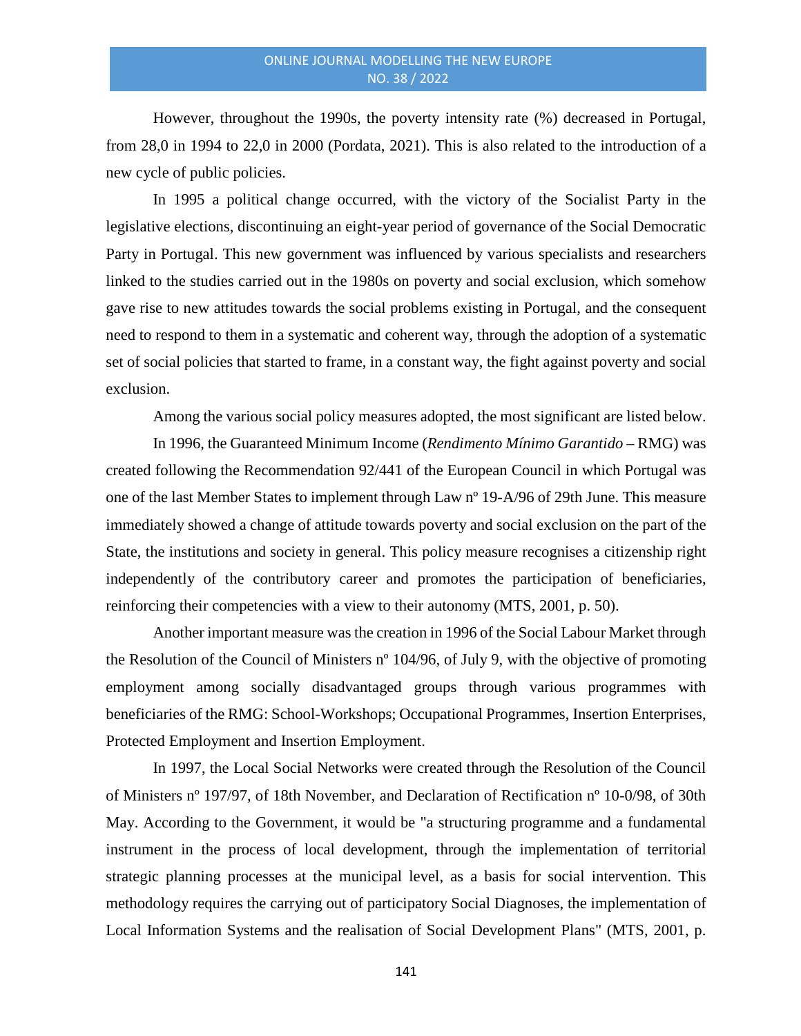However, throughout the 1990s, the poverty intensity rate (%) decreased in Portugal, from 28,0 in 1994 to 22,0 in 2000 (Pordata, 2021). This is also related to the introduction of a new cycle of public policies.

In 1995 a political change occurred, with the victory of the Socialist Party in the legislative elections, discontinuing an eight-year period of governance of the Social Democratic Party in Portugal. This new government was influenced by various specialists and researchers linked to the studies carried out in the 1980s on poverty and social exclusion, which somehow gave rise to new attitudes towards the social problems existing in Portugal, and the consequent need to respond to them in a systematic and coherent way, through the adoption of a systematic set of social policies that started to frame, in a constant way, the fight against poverty and social exclusion.

Among the various social policy measures adopted, the most significant are listed below.

In 1996, the Guaranteed Minimum Income (*Rendimento Mínimo Garantido* – RMG) was created following the Recommendation 92/441 of the European Council in which Portugal was one of the last Member States to implement through Law nº 19-A/96 of 29th June. This measure immediately showed a change of attitude towards poverty and social exclusion on the part of the State, the institutions and society in general. This policy measure recognises a citizenship right independently of the contributory career and promotes the participation of beneficiaries, reinforcing their competencies with a view to their autonomy (MTS, 2001, p. 50).

Another important measure was the creation in 1996 of the Social Labour Market through the Resolution of the Council of Ministers nº 104/96, of July 9, with the objective of promoting employment among socially disadvantaged groups through various programmes with beneficiaries of the RMG: School-Workshops; Occupational Programmes, Insertion Enterprises, Protected Employment and Insertion Employment.

In 1997, the Local Social Networks were created through the Resolution of the Council of Ministers nº 197/97, of 18th November, and Declaration of Rectification nº 10-0/98, of 30th May. According to the Government, it would be "a structuring programme and a fundamental instrument in the process of local development, through the implementation of territorial strategic planning processes at the municipal level, as a basis for social intervention. This methodology requires the carrying out of participatory Social Diagnoses, the implementation of Local Information Systems and the realisation of Social Development Plans" (MTS, 2001, p.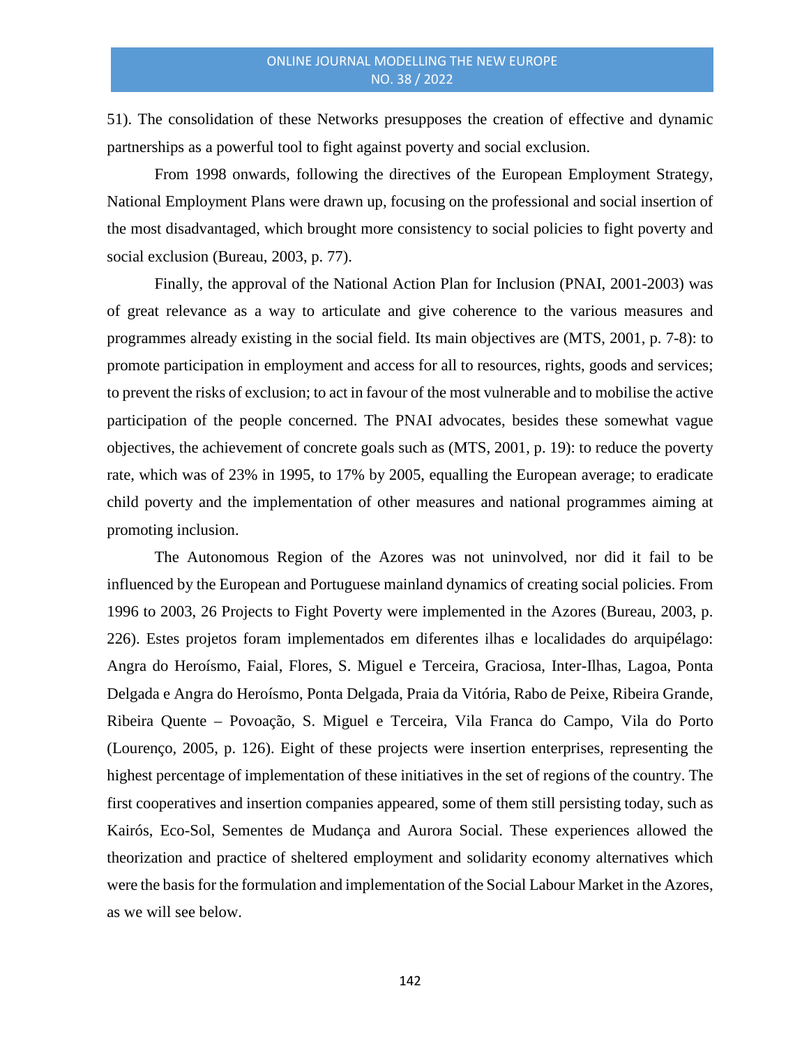51). The consolidation of these Networks presupposes the creation of effective and dynamic partnerships as a powerful tool to fight against poverty and social exclusion.

From 1998 onwards, following the directives of the European Employment Strategy, National Employment Plans were drawn up, focusing on the professional and social insertion of the most disadvantaged, which brought more consistency to social policies to fight poverty and social exclusion (Bureau, 2003, p. 77).

Finally, the approval of the National Action Plan for Inclusion (PNAI, 2001-2003) was of great relevance as a way to articulate and give coherence to the various measures and programmes already existing in the social field. Its main objectives are (MTS, 2001, p. 7-8): to promote participation in employment and access for all to resources, rights, goods and services; to prevent the risks of exclusion; to act in favour of the most vulnerable and to mobilise the active participation of the people concerned. The PNAI advocates, besides these somewhat vague objectives, the achievement of concrete goals such as (MTS, 2001, p. 19): to reduce the poverty rate, which was of 23% in 1995, to 17% by 2005, equalling the European average; to eradicate child poverty and the implementation of other measures and national programmes aiming at promoting inclusion.

The Autonomous Region of the Azores was not uninvolved, nor did it fail to be influenced by the European and Portuguese mainland dynamics of creating social policies. From 1996 to 2003, 26 Projects to Fight Poverty were implemented in the Azores (Bureau, 2003, p. 226). Estes projetos foram implementados em diferentes ilhas e localidades do arquipélago: Angra do Heroísmo, Faial, Flores, S. Miguel e Terceira, Graciosa, Inter-Ilhas, Lagoa, Ponta Delgada e Angra do Heroísmo, Ponta Delgada, Praia da Vitória, Rabo de Peixe, Ribeira Grande, Ribeira Quente – Povoação, S. Miguel e Terceira, Vila Franca do Campo, Vila do Porto (Lourenço, 2005, p. 126). Eight of these projects were insertion enterprises, representing the highest percentage of implementation of these initiatives in the set of regions of the country. The first cooperatives and insertion companies appeared, some of them still persisting today, such as Kairós, Eco-Sol, Sementes de Mudança and Aurora Social. These experiences allowed the theorization and practice of sheltered employment and solidarity economy alternatives which were the basis for the formulation and implementation of the Social Labour Market in the Azores, as we will see below.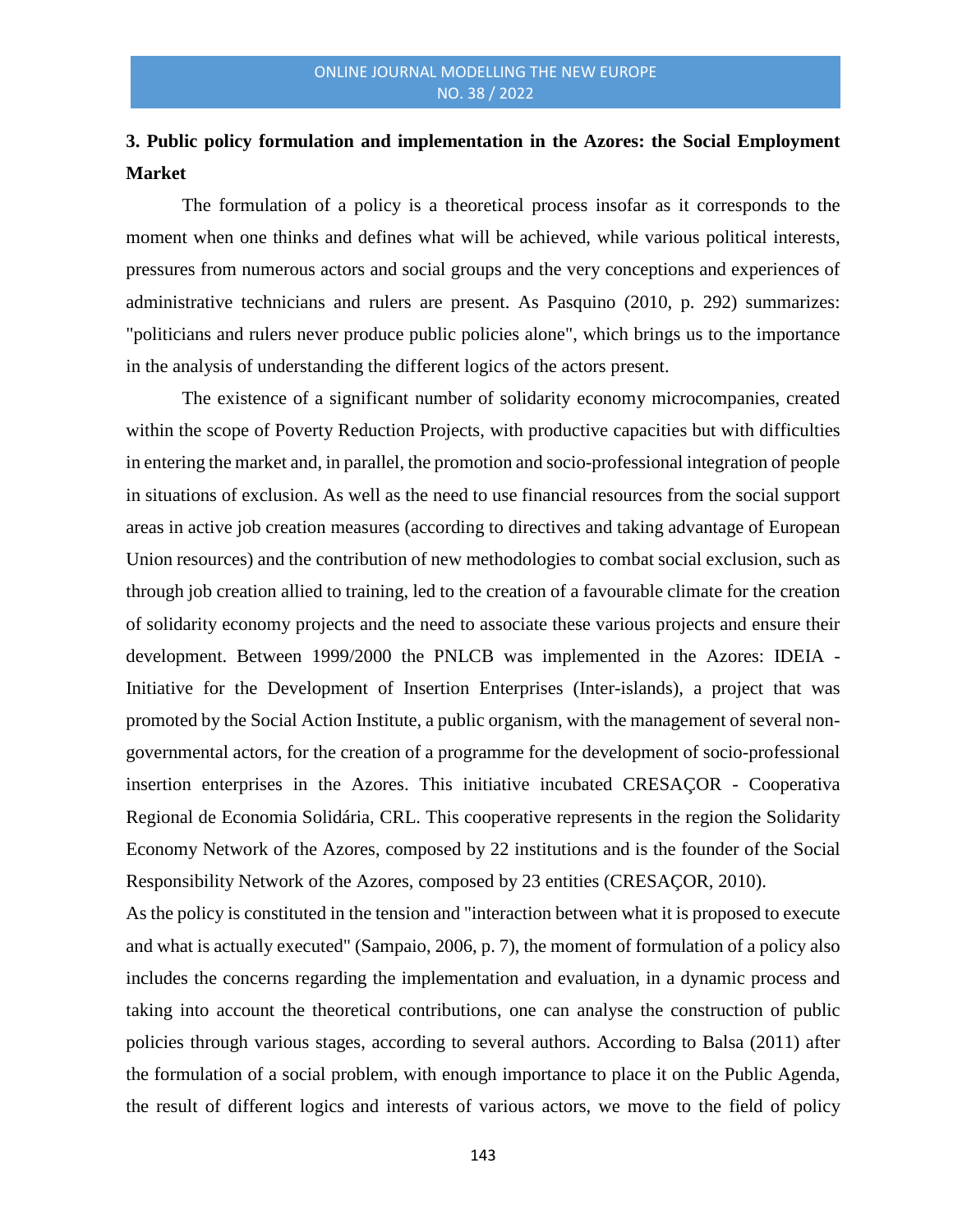## 3. Public policy formulation and implementation in the Azores: the Social Employment Market

The formulation of a policy is a theoretical process insofar as it corresponds to the moment when one thinks and defines what will be achieved, while various political interests, pressures from numerous actors and social groups and the very conceptions and experiences of administrative technicians and rulers are present. As Pasquino (2010, p. 292) summarizes: "politicians and rulers never produce public policies alone", which brings us to the importance in the analysis of understanding the different logics of the actors present.

The existence of a significant number of solidarity economy microcompanies, created within the scope of Poverty Reduction Projects, with productive capacities but with difficulties in entering the market and, in parallel, the promotion and socio-professional integration of people in situations of exclusion. As well as the need to use financial resources from the social support areas in active job creation measures (according to directives and taking advantage of European Union resources) and the contribution of new methodologies to combat social exclusion, such as through job creation allied to training, led to the creation of a favourable climate for the creation of solidarity economy projects and the need to associate these various projects and ensure their development. Between 1999/2000 the PNLCB was implemented in the Azores: IDEIA - Initiative for the Development of Insertion Enterprises (Inter-islands), a project that was promoted by the Social Action Institute, a public organism, with the management of several non-governmental actors, for the creation of a programme for the development of socio-professional insertion enterprises in the Azores. This initiative incubated CRESAÇOR - Cooperativa Regional de Economia Solidária, CRL. This cooperative represents in the region the Solidarity Economy Network of the Azores, composed by 22 institutions and is the founder of the Social Responsibility Network of the Azores, composed by 23 entities (CRESAÇOR, 2010).

As the policy is constituted in the tension and "interaction between what it is proposed to execute and what is actually executed" (Sampaio, 2006, p. 7), the moment of formulation of a policy also includes the concerns regarding the implementation and evaluation, in a dynamic process and taking into account the theoretical contributions, one can analyse the construction of public policies through various stages, according to several authors. According to Balsa (2011) after the formulation of a social problem, with enough importance to place it on the Public Agenda, the result of different logics and interests of various actors, we move to the field of policy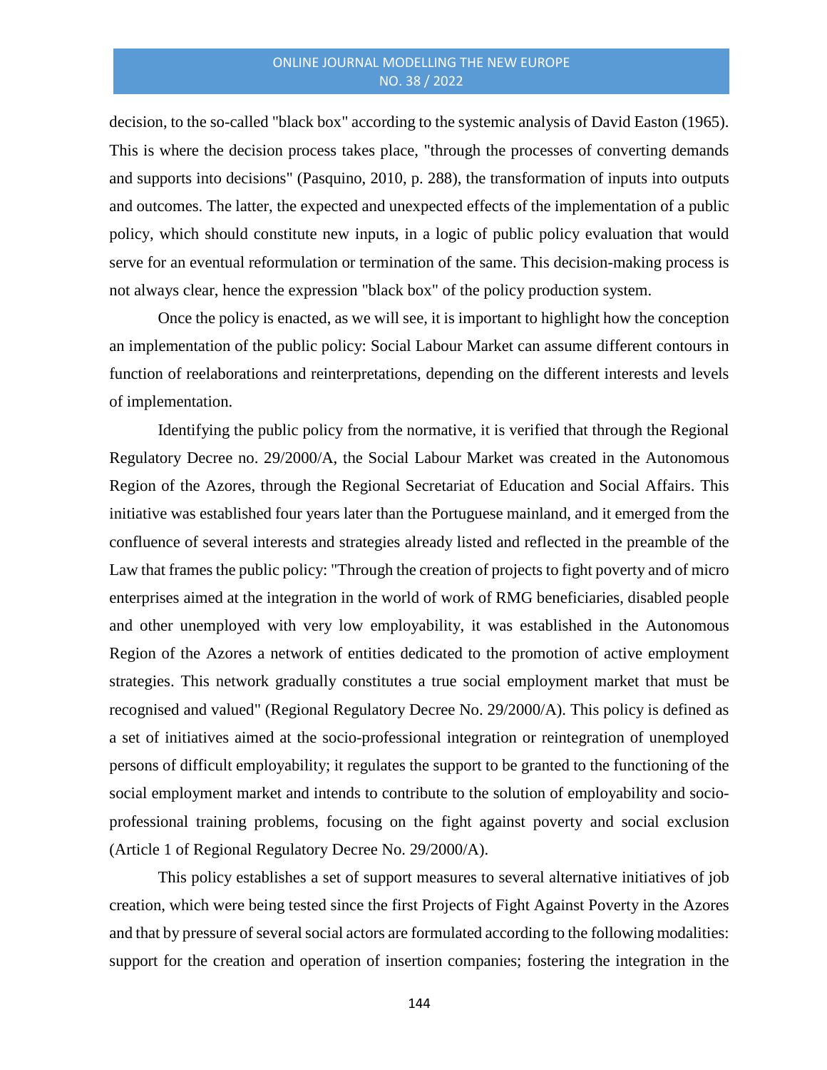decision, to the so-called "black box" according to the systemic analysis of David Easton (1965). This is where the decision process takes place, "through the processes of converting demands and supports into decisions" (Pasquino, 2010, p. 288), the transformation of inputs into outputs and outcomes. The latter, the expected and unexpected effects of the implementation of a public policy, which should constitute new inputs, in a logic of public policy evaluation that would serve for an eventual reformulation or termination of the same. This decision-making process is not always clear, hence the expression "black box" of the policy production system.

Once the policy is enacted, as we will see, it is important to highlight how the conception an implementation of the public policy: Social Labour Market can assume different contours in function of reelaborations and reinterpretations, depending on the different interests and levels of implementation.

Identifying the public policy from the normative, it is verified that through the Regional Regulatory Decree no. 29/2000/A, the Social Labour Market was created in the Autonomous Region of the Azores, through the Regional Secretariat of Education and Social Affairs. This initiative was established four years later than the Portuguese mainland, and it emerged from the confluence of several interests and strategies already listed and reflected in the preamble of the Law that frames the public policy: "Through the creation of projects to fight poverty and of micro enterprises aimed at the integration in the world of work of RMG beneficiaries, disabled people and other unemployed with very low employability, it was established in the Autonomous Region of the Azores a network of entities dedicated to the promotion of active employment strategies. This network gradually constitutes a true social employment market that must be recognised and valued" (Regional Regulatory Decree No. 29/2000/A). This policy is defined as a set of initiatives aimed at the socio-professional integration or reintegration of unemployed persons of difficult employability; it regulates the support to be granted to the functioning of the social employment market and intends to contribute to the solution of employability and socio-professional training problems, focusing on the fight against poverty and social exclusion (Article 1 of Regional Regulatory Decree No. 29/2000/A).

This policy establishes a set of support measures to several alternative initiatives of job creation, which were being tested since the first Projects of Fight Against Poverty in the Azores and that by pressure of several social actors are formulated according to the following modalities: support for the creation and operation of insertion companies; fostering the integration in the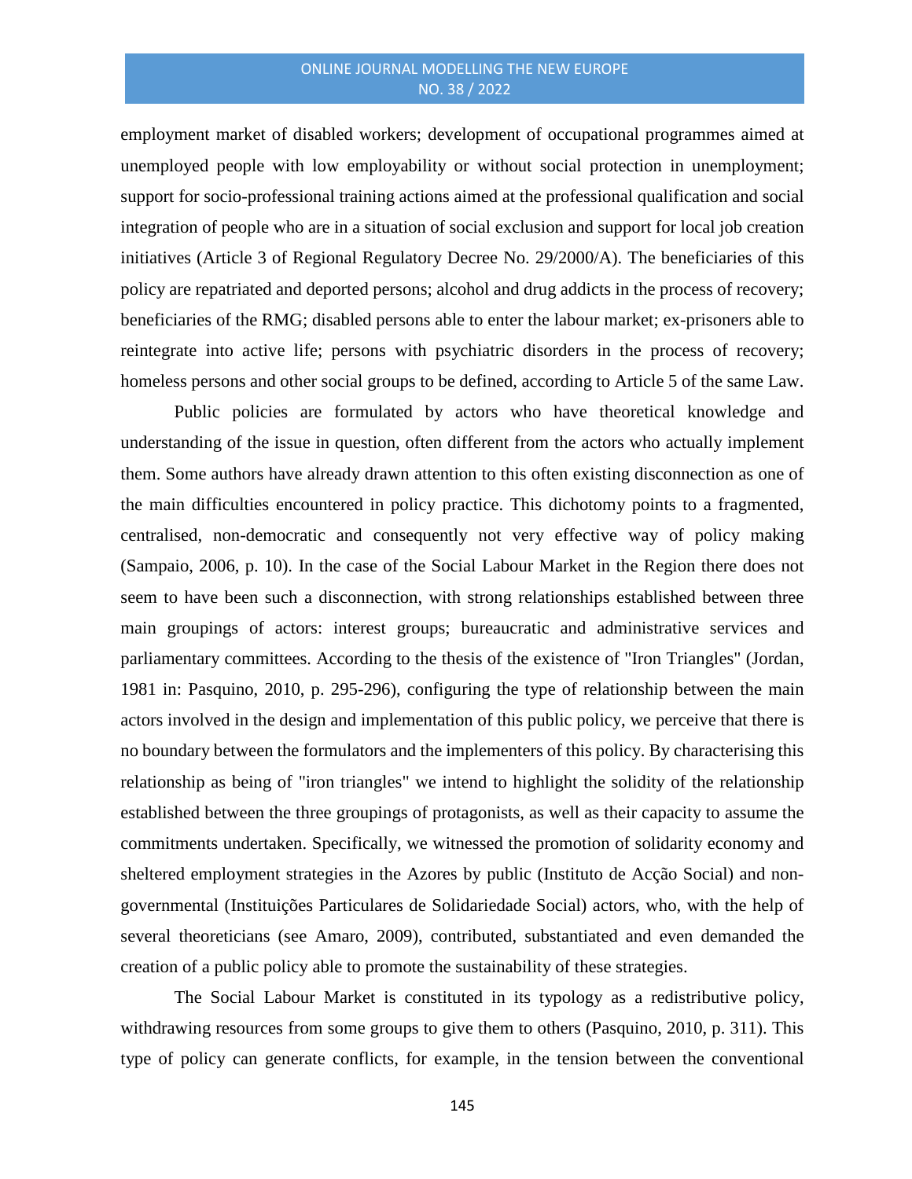employment market of disabled workers; development of occupational programmes aimed at unemployed people with low employability or without social protection in unemployment; support for socio-professional training actions aimed at the professional qualification and social integration of people who are in a situation of social exclusion and support for local job creation initiatives (Article 3 of Regional Regulatory Decree No. 29/2000/A). The beneficiaries of this policy are repatriated and deported persons; alcohol and drug addicts in the process of recovery; beneficiaries of the RMG; disabled persons able to enter the labour market; ex-prisoners able to reintegrate into active life; persons with psychiatric disorders in the process of recovery; homeless persons and other social groups to be defined, according to Article 5 of the same Law.

Public policies are formulated by actors who have theoretical knowledge and understanding of the issue in question, often different from the actors who actually implement them. Some authors have already drawn attention to this often existing disconnection as one of the main difficulties encountered in policy practice. This dichotomy points to a fragmented, centralised, non-democratic and consequently not very effective way of policy making (Sampaio, 2006, p. 10). In the case of the Social Labour Market in the Region there does not seem to have been such a disconnection, with strong relationships established between three main groupings of actors: interest groups; bureaucratic and administrative services and parliamentary committees. According to the thesis of the existence of "Iron Triangles" (Jordan, 1981 in: Pasquino, 2010, p. 295-296), configuring the type of relationship between the main actors involved in the design and implementation of this public policy, we perceive that there is no boundary between the formulators and the implementers of this policy. By characterising this relationship as being of "iron triangles" we intend to highlight the solidity of the relationship established between the three groupings of protagonists, as well as their capacity to assume the commitments undertaken. Specifically, we witnessed the promotion of solidarity economy and sheltered employment strategies in the Azores by public (Instituto de Acção Social) and non-governmental (Instituições Particulares de Solidariedade Social) actors, who, with the help of several theoreticians (see Amaro, 2009), contributed, substantiated and even demanded the creation of a public policy able to promote the sustainability of these strategies.

The Social Labour Market is constituted in its typology as a redistributive policy, withdrawing resources from some groups to give them to others (Pasquino, 2010, p. 311). This type of policy can generate conflicts, for example, in the tension between the conventional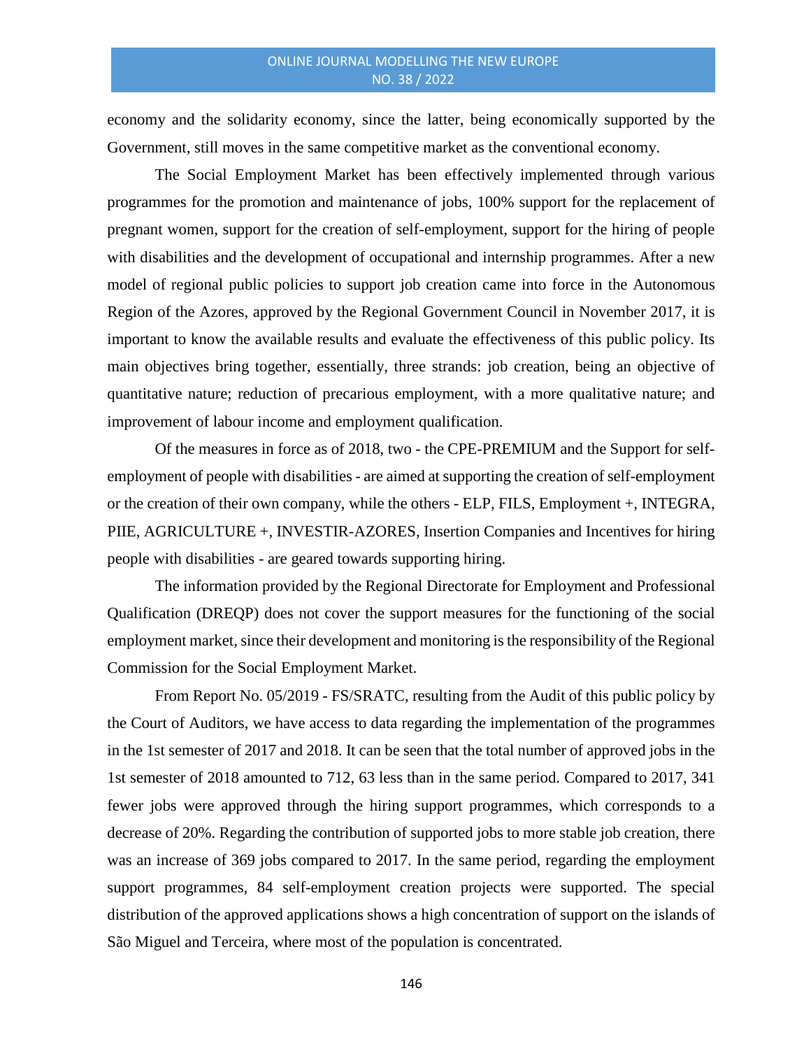economy and the solidarity economy, since the latter, being economically supported by the Government, still moves in the same competitive market as the conventional economy.

The Social Employment Market has been effectively implemented through various programmes for the promotion and maintenance of jobs, 100% support for the replacement of pregnant women, support for the creation of self-employment, support for the hiring of people with disabilities and the development of occupational and internship programmes. After a new model of regional public policies to support job creation came into force in the Autonomous Region of the Azores, approved by the Regional Government Council in November 2017, it is important to know the available results and evaluate the effectiveness of this public policy. Its main objectives bring together, essentially, three strands: job creation, being an objective of quantitative nature; reduction of precarious employment, with a more qualitative nature; and improvement of labour income and employment qualification.

Of the measures in force as of 2018, two - the CPE-PREMIUM and the Support for self-employment of people with disabilities - are aimed at supporting the creation of self-employment or the creation of their own company, while the others - ELP, FILS, Employment +, INTEGRA, PIIE, AGRICULTURE +, INVESTIR-AZORES, Insertion Companies and Incentives for hiring people with disabilities - are geared towards supporting hiring.

The information provided by the Regional Directorate for Employment and Professional Qualification (DREQP) does not cover the support measures for the functioning of the social employment market, since their development and monitoring is the responsibility of the Regional Commission for the Social Employment Market.

From Report No. 05/2019 - FS/SRATC, resulting from the Audit of this public policy by the Court of Auditors, we have access to data regarding the implementation of the programmes in the 1st semester of 2017 and 2018. It can be seen that the total number of approved jobs in the 1st semester of 2018 amounted to 712, 63 less than in the same period. Compared to 2017, 341 fewer jobs were approved through the hiring support programmes, which corresponds to a decrease of 20%. Regarding the contribution of supported jobs to more stable job creation, there was an increase of 369 jobs compared to 2017. In the same period, regarding the employment support programmes, 84 self-employment creation projects were supported. The special distribution of the approved applications shows a high concentration of support on the islands of São Miguel and Terceira, where most of the population is concentrated.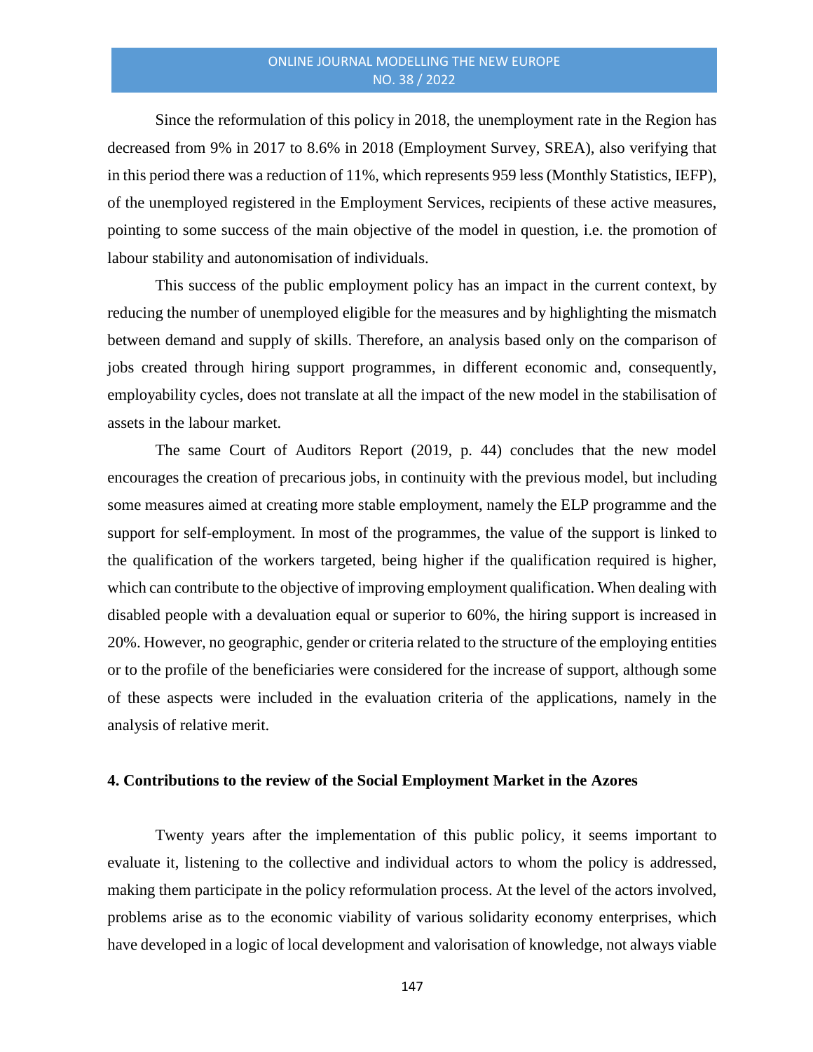Since the reformulation of this policy in 2018, the unemployment rate in the Region has decreased from 9% in 2017 to 8.6% in 2018 (Employment Survey, SREA), also verifying that in this period there was a reduction of 11%, which represents 959 less (Monthly Statistics, IEFP), of the unemployed registered in the Employment Services, recipients of these active measures, pointing to some success of the main objective of the model in question, i.e. the promotion of labour stability and autonomisation of individuals.

This success of the public employment policy has an impact in the current context, by reducing the number of unemployed eligible for the measures and by highlighting the mismatch between demand and supply of skills. Therefore, an analysis based only on the comparison of jobs created through hiring support programmes, in different economic and, consequently, employability cycles, does not translate at all the impact of the new model in the stabilisation of assets in the labour market.

The same Court of Auditors Report (2019, p. 44) concludes that the new model encourages the creation of precarious jobs, in continuity with the previous model, but including some measures aimed at creating more stable employment, namely the ELP programme and the support for self-employment. In most of the programmes, the value of the support is linked to the qualification of the workers targeted, being higher if the qualification required is higher, which can contribute to the objective of improving employment qualification. When dealing with disabled people with a devaluation equal or superior to 60%, the hiring support is increased in 20%. However, no geographic, gender or criteria related to the structure of the employing entities or to the profile of the beneficiaries were considered for the increase of support, although some of these aspects were included in the evaluation criteria of the applications, namely in the analysis of relative merit.

## 4. Contributions to the review of the Social Employment Market in the Azores

Twenty years after the implementation of this public policy, it seems important to evaluate it, listening to the collective and individual actors to whom the policy is addressed, making them participate in the policy reformulation process. At the level of the actors involved, problems arise as to the economic viability of various solidarity economy enterprises, which have developed in a logic of local development and valorisation of knowledge, not always viable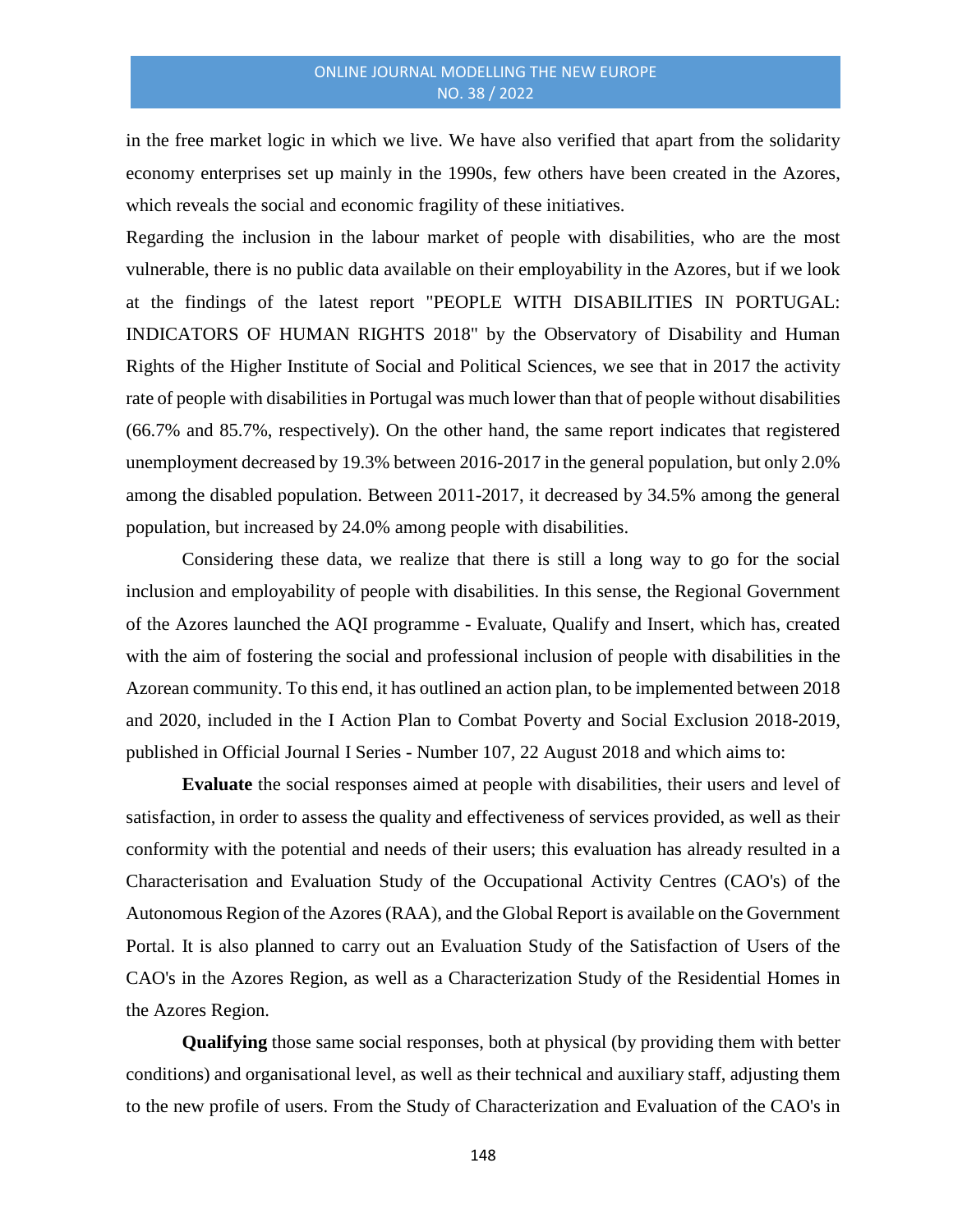in the free market logic in which we live. We have also verified that apart from the solidarity economy enterprises set up mainly in the 1990s, few others have been created in the Azores, which reveals the social and economic fragility of these initiatives.

Regarding the inclusion in the labour market of people with disabilities, who are the most vulnerable, there is no public data available on their employability in the Azores, but if we look at the findings of the latest report "PEOPLE WITH DISABILITIES IN PORTUGAL: INDICATORS OF HUMAN RIGHTS 2018" by the Observatory of Disability and Human Rights of the Higher Institute of Social and Political Sciences, we see that in 2017 the activity rate of people with disabilities in Portugal was much lower than that of people without disabilities (66.7% and 85.7%, respectively). On the other hand, the same report indicates that registered unemployment decreased by 19.3% between 2016-2017 in the general population, but only 2.0% among the disabled population. Between 2011-2017, it decreased by 34.5% among the general population, but increased by 24.0% among people with disabilities.

Considering these data, we realize that there is still a long way to go for the social inclusion and employability of people with disabilities. In this sense, the Regional Government of the Azores launched the AQI programme - Evaluate, Qualify and Insert, which has, created with the aim of fostering the social and professional inclusion of people with disabilities in the Azorean community. To this end, it has outlined an action plan, to be implemented between 2018 and 2020, included in the I Action Plan to Combat Poverty and Social Exclusion 2018-2019, published in Official Journal I Series - Number 107, 22 August 2018 and which aims to:

**Evaluate** the social responses aimed at people with disabilities, their users and level of satisfaction, in order to assess the quality and effectiveness of services provided, as well as their conformity with the potential and needs of their users; this evaluation has already resulted in a Characterisation and Evaluation Study of the Occupational Activity Centres (CAO's) of the Autonomous Region of the Azores (RAA), and the Global Report is available on the Government Portal. It is also planned to carry out an Evaluation Study of the Satisfaction of Users of the CAO's in the Azores Region, as well as a Characterization Study of the Residential Homes in the Azores Region.

**Qualifying** those same social responses, both at physical (by providing them with better conditions) and organisational level, as well as their technical and auxiliary staff, adjusting them to the new profile of users. From the Study of Characterization and Evaluation of the CAO's in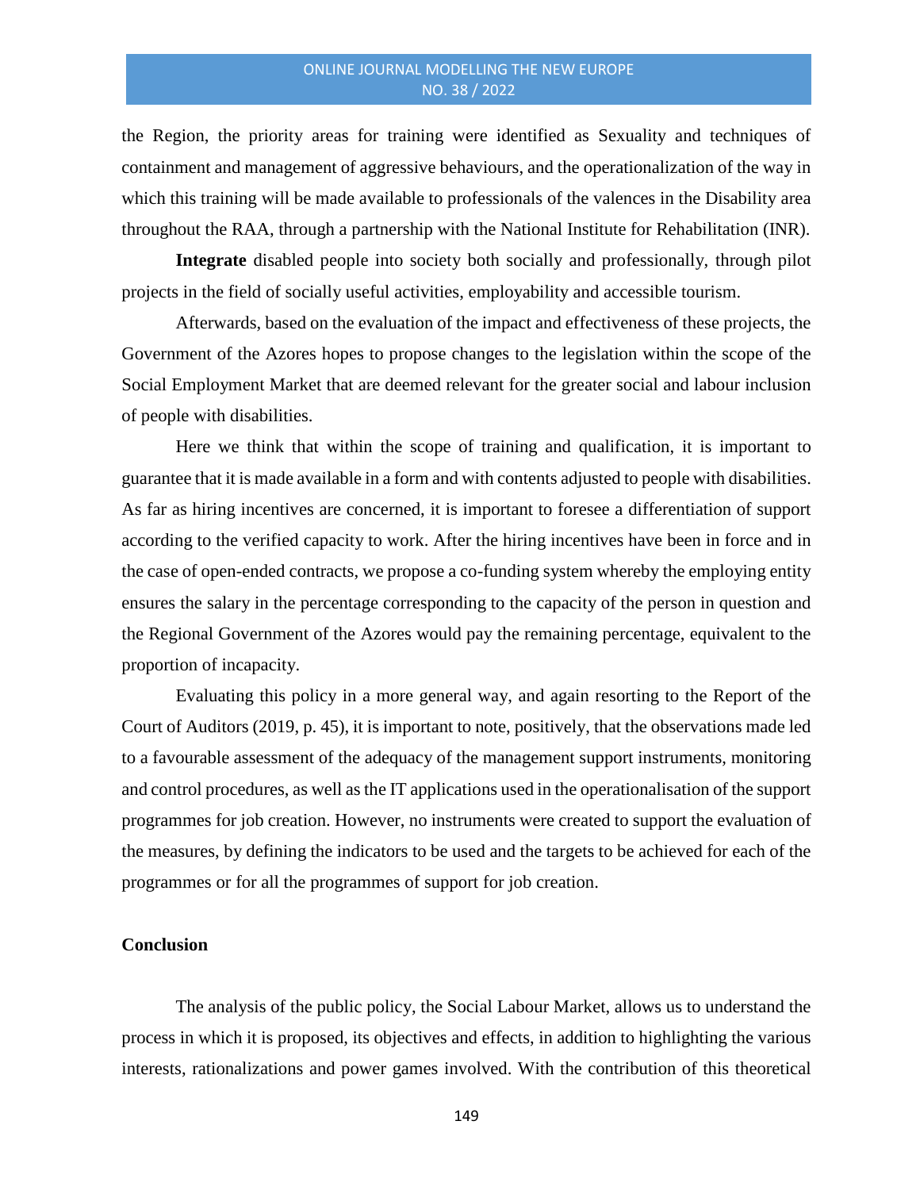the Region, the priority areas for training were identified as Sexuality and techniques of containment and management of aggressive behaviours, and the operationalization of the way in which this training will be made available to professionals of the valences in the Disability area throughout the RAA, through a partnership with the National Institute for Rehabilitation (INR).

**Integrate** disabled people into society both socially and professionally, through pilot projects in the field of socially useful activities, employability and accessible tourism.

Afterwards, based on the evaluation of the impact and effectiveness of these projects, the Government of the Azores hopes to propose changes to the legislation within the scope of the Social Employment Market that are deemed relevant for the greater social and labour inclusion of people with disabilities.

Here we think that within the scope of training and qualification, it is important to guarantee that it is made available in a form and with contents adjusted to people with disabilities. As far as hiring incentives are concerned, it is important to foresee a differentiation of support according to the verified capacity to work. After the hiring incentives have been in force and in the case of open-ended contracts, we propose a co-funding system whereby the employing entity ensures the salary in the percentage corresponding to the capacity of the person in question and the Regional Government of the Azores would pay the remaining percentage, equivalent to the proportion of incapacity.

Evaluating this policy in a more general way, and again resorting to the Report of the Court of Auditors (2019, p. 45), it is important to note, positively, that the observations made led to a favourable assessment of the adequacy of the management support instruments, monitoring and control procedures, as well as the IT applications used in the operationalisation of the support programmes for job creation. However, no instruments were created to support the evaluation of the measures, by defining the indicators to be used and the targets to be achieved for each of the programmes or for all the programmes of support for job creation.

## Conclusion

The analysis of the public policy, the Social Labour Market, allows us to understand the process in which it is proposed, its objectives and effects, in addition to highlighting the various interests, rationalizations and power games involved. With the contribution of this theoretical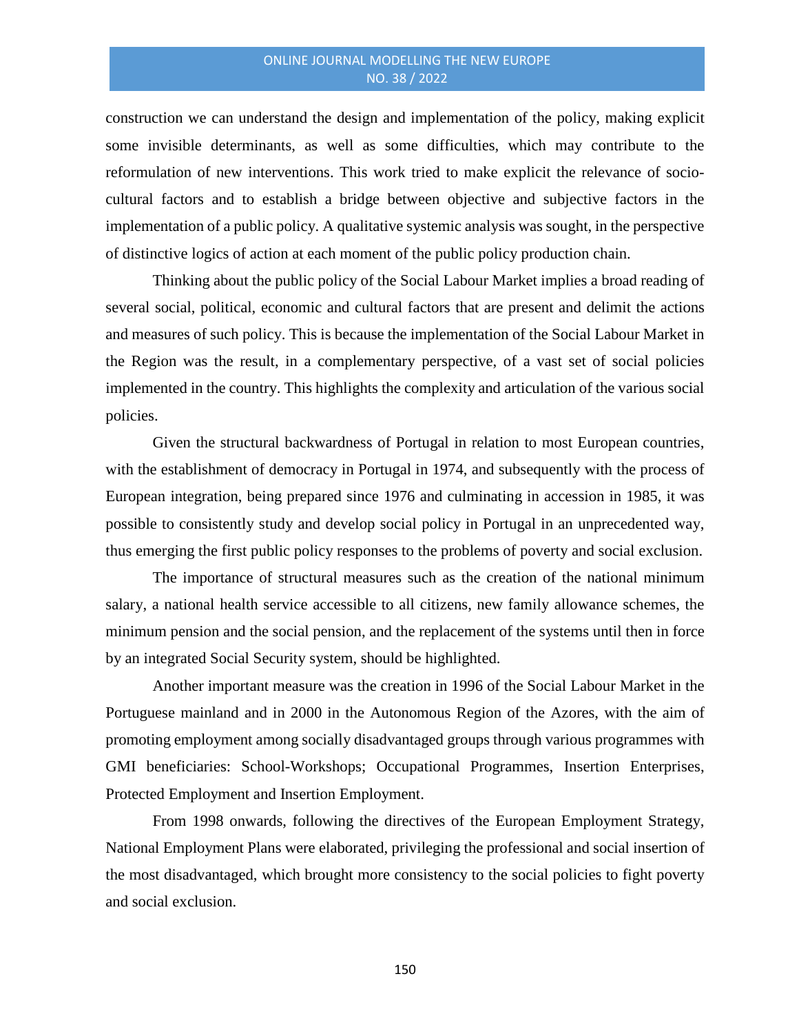construction we can understand the design and implementation of the policy, making explicit some invisible determinants, as well as some difficulties, which may contribute to the reformulation of new interventions. This work tried to make explicit the relevance of socio-cultural factors and to establish a bridge between objective and subjective factors in the implementation of a public policy. A qualitative systemic analysis was sought, in the perspective of distinctive logics of action at each moment of the public policy production chain.

Thinking about the public policy of the Social Labour Market implies a broad reading of several social, political, economic and cultural factors that are present and delimit the actions and measures of such policy. This is because the implementation of the Social Labour Market in the Region was the result, in a complementary perspective, of a vast set of social policies implemented in the country. This highlights the complexity and articulation of the various social policies.

Given the structural backwardness of Portugal in relation to most European countries, with the establishment of democracy in Portugal in 1974, and subsequently with the process of European integration, being prepared since 1976 and culminating in accession in 1985, it was possible to consistently study and develop social policy in Portugal in an unprecedented way, thus emerging the first public policy responses to the problems of poverty and social exclusion.

The importance of structural measures such as the creation of the national minimum salary, a national health service accessible to all citizens, new family allowance schemes, the minimum pension and the social pension, and the replacement of the systems until then in force by an integrated Social Security system, should be highlighted.

Another important measure was the creation in 1996 of the Social Labour Market in the Portuguese mainland and in 2000 in the Autonomous Region of the Azores, with the aim of promoting employment among socially disadvantaged groups through various programmes with GMI beneficiaries: School-Workshops; Occupational Programmes, Insertion Enterprises, Protected Employment and Insertion Employment.

From 1998 onwards, following the directives of the European Employment Strategy, National Employment Plans were elaborated, privileging the professional and social insertion of the most disadvantaged, which brought more consistency to the social policies to fight poverty and social exclusion.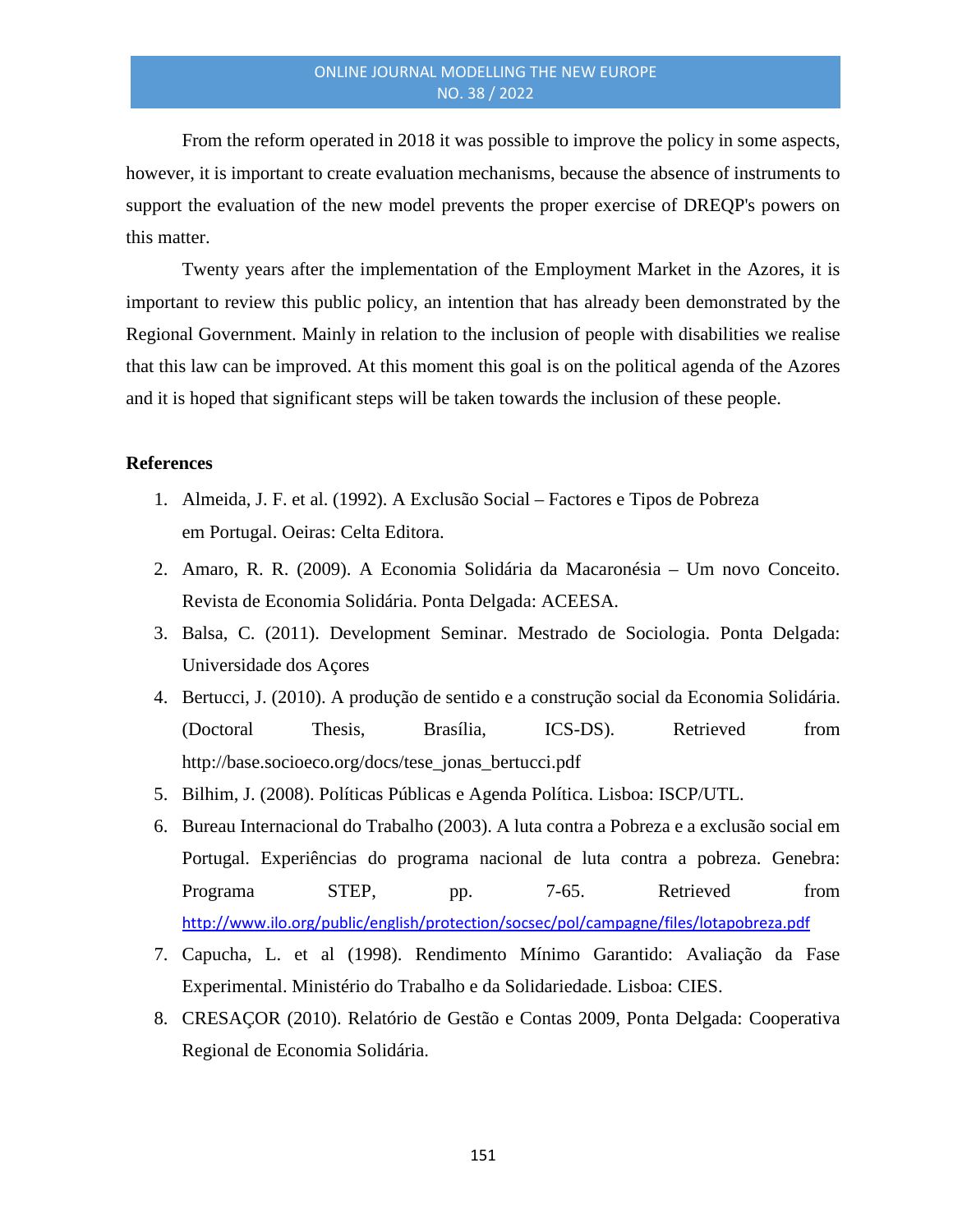From the reform operated in 2018 it was possible to improve the policy in some aspects, however, it is important to create evaluation mechanisms, because the absence of instruments to support the evaluation of the new model prevents the proper exercise of DREQP's powers on this matter.

Twenty years after the implementation of the Employment Market in the Azores, it is important to review this public policy, an intention that has already been demonstrated by the Regional Government. Mainly in relation to the inclusion of people with disabilities we realise that this law can be improved. At this moment this goal is on the political agenda of the Azores and it is hoped that significant steps will be taken towards the inclusion of these people.

**References**

1. Almeida, J. F. et al. (1992). A Exclusão Social – Factores e Tipos de Pobreza em Portugal. Oeiras: Celta Editora.
2. Amaro, R. R. (2009). A Economia Solidária da Macaronésia – Um novo Conceito. Revista de Economia Solidária. Ponta Delgada: ACEESA.
3. Balsa, C. (2011). Development Seminar. Mestrado de Sociologia. Ponta Delgada: Universidade dos Açores
4. Bertucci, J. (2010). A produção de sentido e a construção social da Economia Solidária. (Doctoral Thesis, Brasília, ICS-DS). Retrieved from http://base.socioeco.org/docs/tese_jonas_bertucci.pdf
5. Bilhim, J. (2008). Políticas Públicas e Agenda Política. Lisboa: ISCP/UTL.
6. Bureau Internacional do Trabalho (2003). A luta contra a Pobreza e a exclusão social em Portugal. Experiências do programa nacional de luta contra a pobreza. Genebra: Programa STEP, pp. 7-65. Retrieved from http://www.ilo.org/public/english/protection/socsec/pol/campagne/files/lotapobreza.pdf
7. Capucha, L. et al (1998). Rendimento Mínimo Garantido: Avaliação da Fase Experimental. Ministério do Trabalho e da Solidariedade. Lisboa: CIES.
8. CRESAÇOR (2010). Relatório de Gestão e Contas 2009, Ponta Delgada: Cooperativa Regional de Economia Solidária.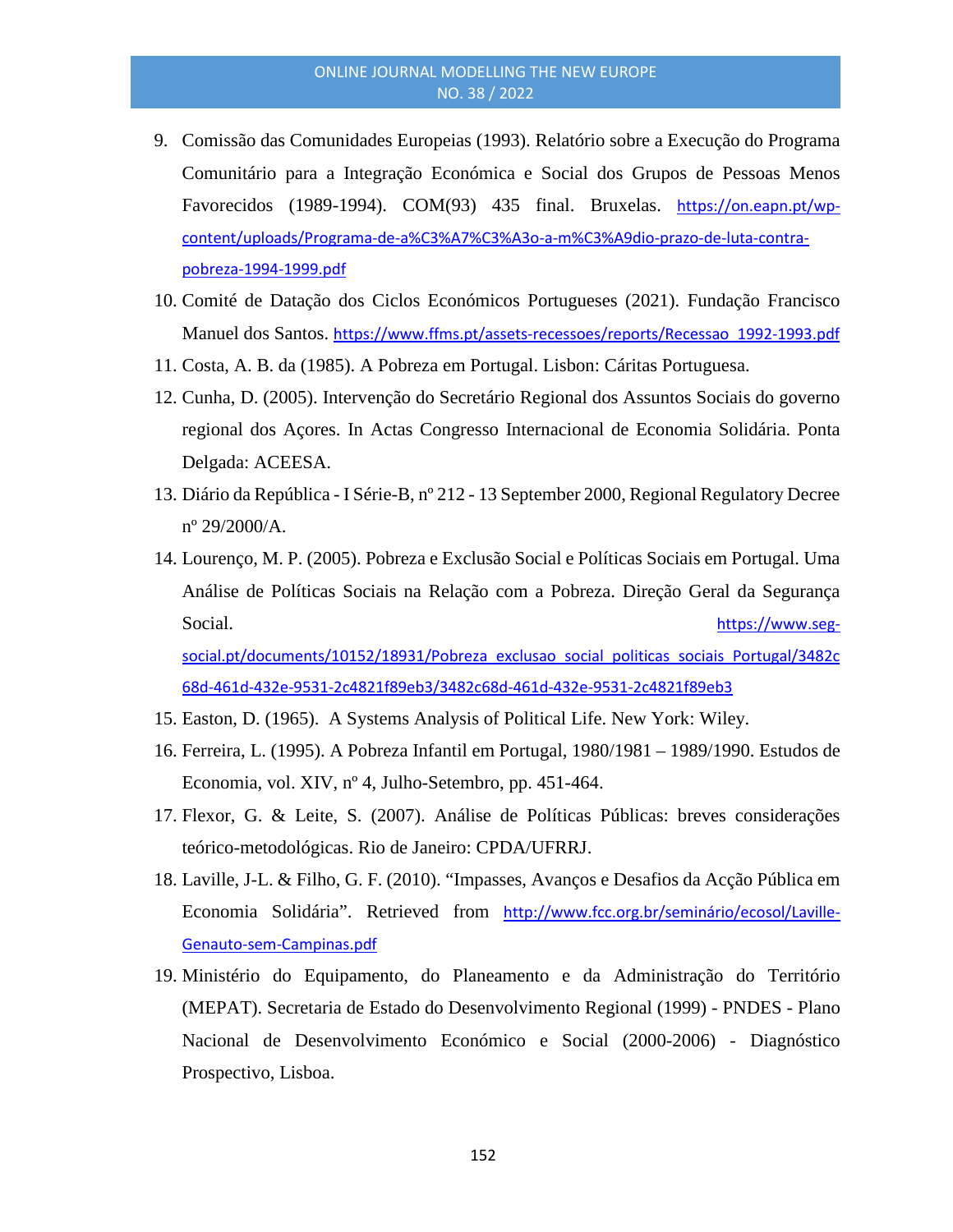9. Comissão das Comunidades Europeias (1993). Relatório sobre a Execução do Programa Comunitário para a Integração Económica e Social dos Grupos de Pessoas Menos Favorecidos (1989-1994). COM(93) 435 final. Bruxelas. https://on.eapn.pt/wp-content/uploads/Programa-de-a%C3%A7%C3%A3o-a-m%C3%A9dio-prazo-de-luta-contra-pobreza-1994-1999.pdf
10. Comité de Datação dos Ciclos Económicos Portugueses (2021). Fundação Francisco Manuel dos Santos. https://www.ffms.pt/assets-recessoes/reports/Recessao_1992-1993.pdf
11. Costa, A. B. da (1985). A Pobreza em Portugal. Lisbon: Cáritas Portuguesa.
12. Cunha, D. (2005). Intervenção do Secretário Regional dos Assuntos Sociais do governo regional dos Açores. In Actas Congresso Internacional de Economia Solidária. Ponta Delgada: ACEESA.
13. Diário da República - I Série-B, nº 212 - 13 September 2000, Regional Regulatory Decree nº 29/2000/A.
14. Lourenço, M. P. (2005). Pobreza e Exclusão Social e Políticas Sociais em Portugal. Uma Análise de Políticas Sociais na Relação com a Pobreza. Direção Geral da Segurança Social. https://www.seg-social.pt/documents/10152/18931/Pobreza_exclusao_social_politicas_sociais_Portugal/3482c68d-461d-432e-9531-2c4821f89eb3/3482c68d-461d-432e-9531-2c4821f89eb3
15. Easton, D. (1965). A Systems Analysis of Political Life. New York: Wiley.
16. Ferreira, L. (1995). A Pobreza Infantil em Portugal, 1980/1981 – 1989/1990. Estudos de Economia, vol. XIV, nº 4, Julho-Setembro, pp. 451-464.
17. Flexor, G. & Leite, S. (2007). Análise de Políticas Públicas: breves considerações teórico-metodológicas. Rio de Janeiro: CPDA/UFRRJ.
18. Laville, J-L. & Filho, G. F. (2010). "Impasses, Avanços e Desafios da Acção Pública em Economia Solidária". Retrieved from http://www.fcc.org.br/seminário/ecosol/Laville-Genauto-sem-Campinas.pdf
19. Ministério do Equipamento, do Planeamento e da Administração do Território (MEPAT). Secretaria de Estado do Desenvolvimento Regional (1999) - PNDES - Plano Nacional de Desenvolvimento Económico e Social (2000-2006) - Diagnóstico Prospectivo, Lisboa.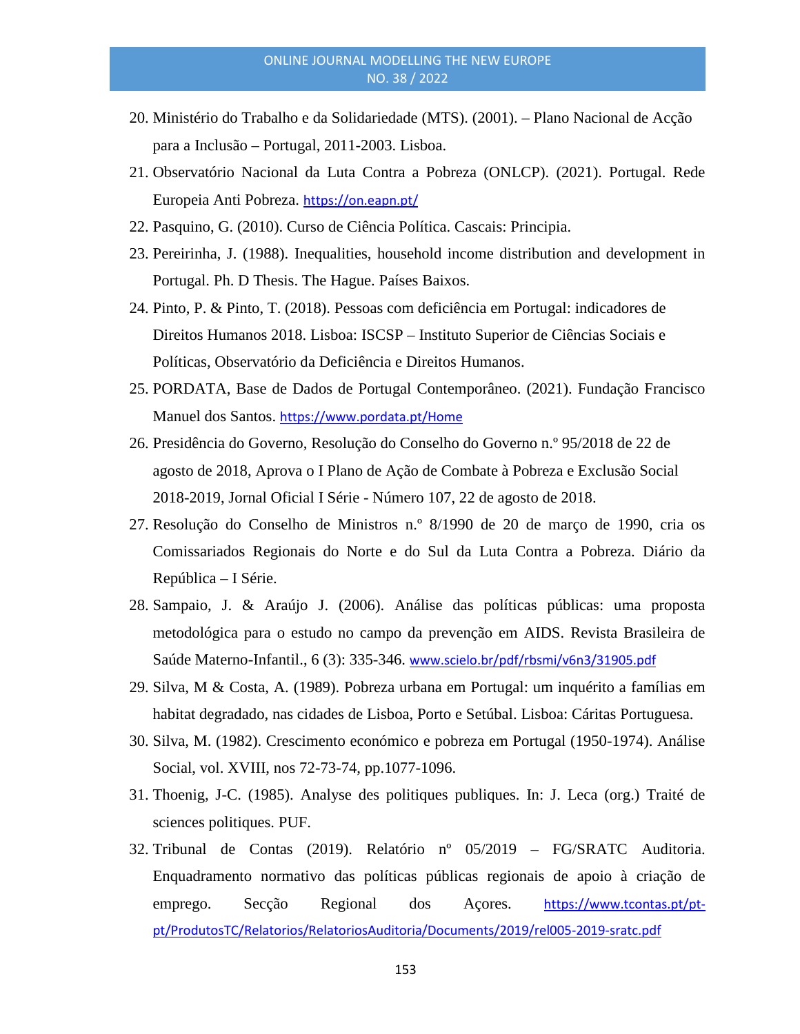20. Ministério do Trabalho e da Solidariedade (MTS). (2001). – Plano Nacional de Acção para a Inclusão – Portugal, 2011-2003. Lisboa.
21. Observatório Nacional da Luta Contra a Pobreza (ONLCP). (2021). Portugal. Rede Europeia Anti Pobreza. https://on.eapn.pt/
22. Pasquino, G. (2010). Curso de Ciência Política. Cascais: Principia.
23. Pereirinha, J. (1988). Inequalities, household income distribution and development in Portugal. Ph. D Thesis. The Hague. Países Baixos.
24. Pinto, P. & Pinto, T. (2018). Pessoas com deficiência em Portugal: indicadores de Direitos Humanos 2018. Lisboa: ISCSP – Instituto Superior de Ciências Sociais e Políticas, Observatório da Deficiência e Direitos Humanos.
25. PORDATA, Base de Dados de Portugal Contemporâneo. (2021). Fundação Francisco Manuel dos Santos. https://www.pordata.pt/Home
26. Presidência do Governo, Resolução do Conselho do Governo n.º 95/2018 de 22 de agosto de 2018, Aprova o I Plano de Ação de Combate à Pobreza e Exclusão Social 2018-2019, Jornal Oficial I Série - Número 107, 22 de agosto de 2018.
27. Resolução do Conselho de Ministros n.º 8/1990 de 20 de março de 1990, cria os Comissariados Regionais do Norte e do Sul da Luta Contra a Pobreza. Diário da República – I Série.
28. Sampaio, J. & Araújo J. (2006). Análise das políticas públicas: uma proposta metodológica para o estudo no campo da prevenção em AIDS. Revista Brasileira de Saúde Materno-Infantil., 6 (3): 335-346. www.scielo.br/pdf/rbsmi/v6n3/31905.pdf
29. Silva, M & Costa, A. (1989). Pobreza urbana em Portugal: um inquérito a famílias em habitat degradado, nas cidades de Lisboa, Porto e Setúbal. Lisboa: Cáritas Portuguesa.
30. Silva, M. (1982). Crescimento económico e pobreza em Portugal (1950-1974). Análise Social, vol. XVIII, nos 72-73-74, pp.1077-1096.
31. Thoenig, J-C. (1985). Analyse des politiques publiques. In: J. Leca (org.) Traité de sciences politiques. PUF.
32. Tribunal de Contas (2019). Relatório nº 05/2019 – FG/SRATC Auditoria. Enquadramento normativo das políticas públicas regionais de apoio à criação de emprego. Secção Regional dos Açores. https://www.tcontas.pt/pt-pt/ProdutosTC/Relatorios/RelatoriosAuditoria/Documents/2019/rel005-2019-sratc.pdf